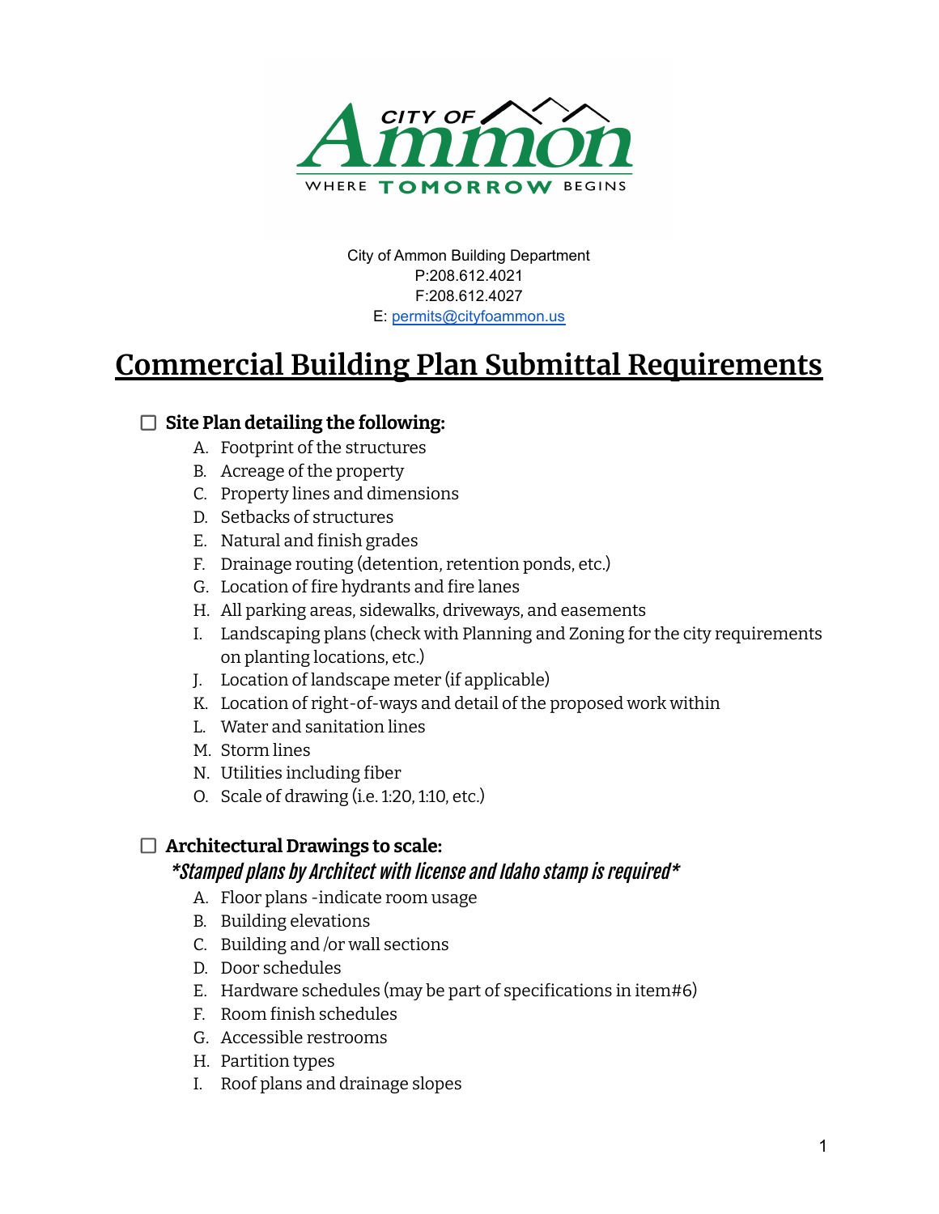CITY OF Ammon
WHERE TOMORROW BEGINS

City of Ammon Building Department
P:208.612.4021
F:208.612.4027
E: permits@cityfoammon.us

# Commercial Building Plan Submittal Requirements

☐ **Site Plan detailing the following:**

A. Footprint of the structures
B. Acreage of the property
C. Property lines and dimensions
D. Setbacks of structures
E. Natural and finish grades
F. Drainage routing (detention, retention ponds, etc.)
G. Location of fire hydrants and fire lanes
H. All parking areas, sidewalks, driveways, and easements
I. Landscaping plans (check with Planning and Zoning for the city requirements on planting locations, etc.)
J. Location of landscape meter (if applicable)
K. Location of right-of-ways and detail of the proposed work within
L. Water and sanitation lines
M. Storm lines
N. Utilities including fiber
O. Scale of drawing (i.e. 1:20, 1:10, etc.)

☐ **Architectural Drawings to scale:**

*\*Stamped plans by Architect with license and Idaho stamp is required\**

A. Floor plans -indicate room usage
B. Building elevations
C. Building and /or wall sections
D. Door schedules
E. Hardware schedules (may be part of specifications in item#6)
F. Room finish schedules
G. Accessible restrooms
H. Partition types
I. Roof plans and drainage slopes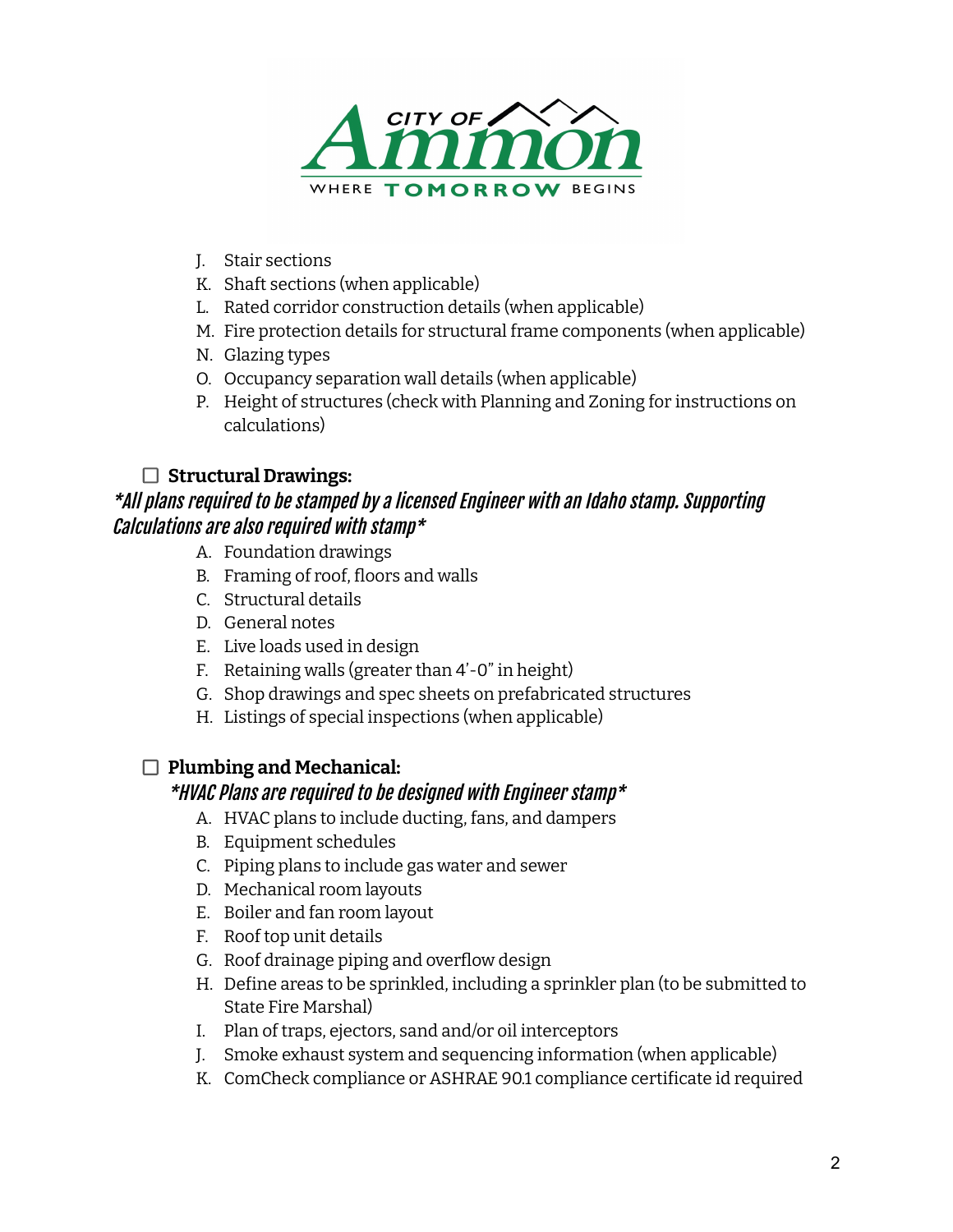J. Stair sections
K. Shaft sections (when applicable)
L. Rated corridor construction details (when applicable)
M. Fire protection details for structural frame components (when applicable)
N. Glazing types
O. Occupancy separation wall details (when applicable)
P. Height of structures (check with Planning and Zoning for instructions on calculations)

☐ **Structural Drawings:**

***All plans required to be stamped by a licensed Engineer with an Idaho stamp. Supporting Calculations are also required with stamp***

A. Foundation drawings
B. Framing of roof, floors and walls
C. Structural details
D. General notes
E. Live loads used in design
F. Retaining walls (greater than 4'-0" in height)
G. Shop drawings and spec sheets on prefabricated structures
H. Listings of special inspections (when applicable)

☐ **Plumbing and Mechanical:**

***HVAC Plans are required to be designed with Engineer stamp***

A. HVAC plans to include ducting, fans, and dampers
B. Equipment schedules
C. Piping plans to include gas water and sewer
D. Mechanical room layouts
E. Boiler and fan room layout
F. Roof top unit details
G. Roof drainage piping and overflow design
H. Define areas to be sprinkled, including a sprinkler plan (to be submitted to State Fire Marshal)
I. Plan of traps, ejectors, sand and/or oil interceptors
J. Smoke exhaust system and sequencing information (when applicable)
K. ComCheck compliance or ASHRAE 90.1 compliance certificate id required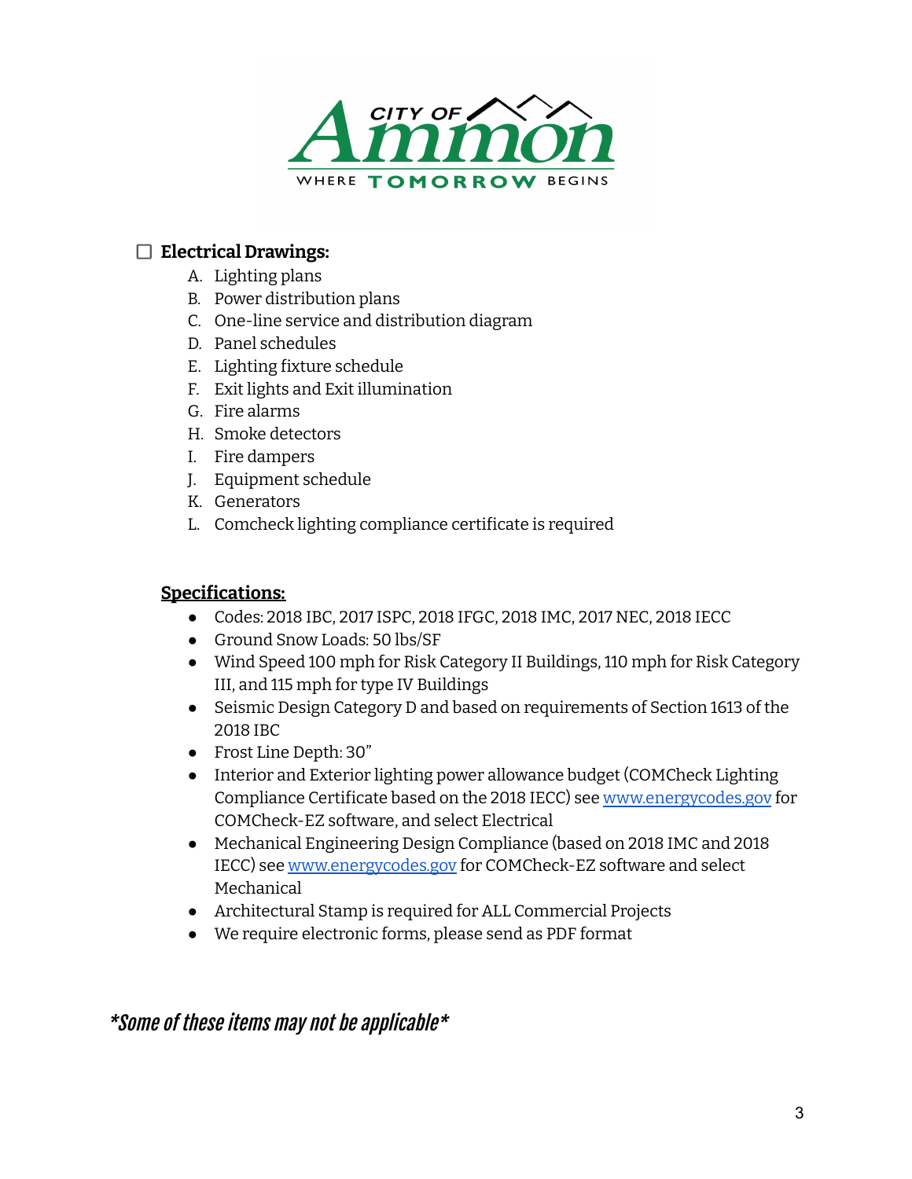- [ ] **Electrical Drawings:**
    A. Lighting plans
    B. Power distribution plans
    C. One-line service and distribution diagram
    D. Panel schedules
    E. Lighting fixture schedule
    F. Exit lights and Exit illumination
    G. Fire alarms
    H. Smoke detectors
    I. Fire dampers
    J. Equipment schedule
    K. Generators
    L. Comcheck lighting compliance certificate is required

## **Specifications:**

- Codes: 2018 IBC, 2017 ISPC, 2018 IFGC, 2018 IMC, 2017 NEC, 2018 IECC
- Ground Snow Loads: 50 lbs/SF
- Wind Speed 100 mph for Risk Category II Buildings, 110 mph for Risk Category III, and 115 mph for type IV Buildings
- Seismic Design Category D and based on requirements of Section 1613 of the 2018 IBC
- Frost Line Depth: 30"
- Interior and Exterior lighting power allowance budget (COMCheck Lighting Compliance Certificate based on the 2018 IECC) see [www.energycodes.gov](http://www.energycodes.gov) for COMCheck-EZ software, and select Electrical
- Mechanical Engineering Design Compliance (based on 2018 IMC and 2018 IECC) see [www.energycodes.gov](http://www.energycodes.gov) for COMCheck-EZ software and select Mechanical
- Architectural Stamp is required for ALL Commercial Projects
- We require electronic forms, please send as PDF format

***Some of these items may not be applicable***